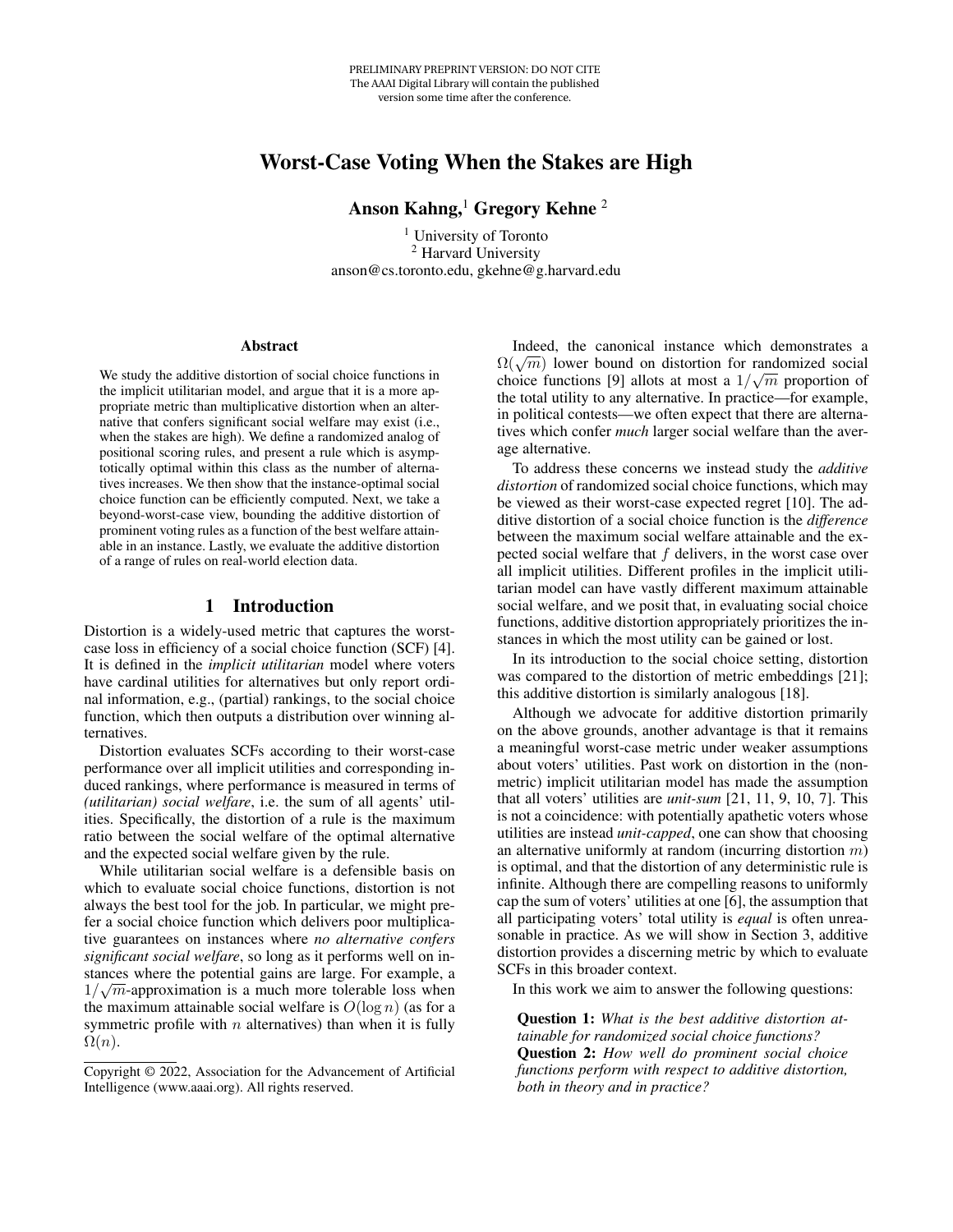PRELIMINARY PREPRINT VERSION: DO NOT CITE
The AAAI Digital Library will contain the published version some time after the conference.

# Worst-Case Voting When the Stakes are High

**Anson Kahng,[1] Gregory Kehne [2]**

[1] University of Toronto
[2] Harvard University
anson@cs.toronto.edu, gkehne@g.harvard.edu

## Abstract

We study the additive distortion of social choice functions in the implicit utilitarian model, and argue that it is a more appropriate metric than multiplicative distortion when an alternative that confers significant social welfare may exist (i.e., when the stakes are high). We define a randomized analog of positional scoring rules, and present a rule which is asymptotically optimal within this class as the number of alternatives increases. We then show that the instance-optimal social choice function can be efficiently computed. Next, we take a beyond-worst-case view, bounding the additive distortion of prominent voting rules as a function of the best welfare attainable in an instance. Lastly, we evaluate the additive distortion of a range of rules on real-world election data.

## 1 Introduction

Distortion is a widely-used metric that captures the worst-case loss in efficiency of a social choice function (SCF) [4]. It is defined in the *implicit utilitarian* model where voters have cardinal utilities for alternatives but only report ordinal information, e.g., (partial) rankings, to the social choice function, which then outputs a distribution over winning alternatives.

Distortion evaluates SCFs according to their worst-case performance over all implicit utilities and corresponding induced rankings, where performance is measured in terms of *(utilitarian) social welfare*, i.e. the sum of all agents' utilities. Specifically, the distortion of a rule is the maximum ratio between the social welfare of the optimal alternative and the expected social welfare given by the rule.

While utilitarian social welfare is a defensible basis on which to evaluate social choice functions, distortion is not always the best tool for the job. In particular, we might prefer a social choice function which delivers poor multiplicative guarantees on instances where *no alternative confers significant social welfare*, so long as it performs well on instances where the potential gains are large. For example, a $1/\sqrt{m}$-approximation is a much more tolerable loss when the maximum attainable social welfare is $O(\log n)$ (as for a symmetric profile with $n$ alternatives) than when it is fully $\Omega(n)$.

Indeed, the canonical instance which demonstrates a $\Omega(\sqrt{m})$ lower bound on distortion for randomized social choice functions [9] allots at most a $1/\sqrt{m}$ proportion of the total utility to any alternative. In practice—for example, in political contests—we often expect that there are alternatives which confer *much* larger social welfare than the average alternative.

To address these concerns we instead study the *additive distortion* of randomized social choice functions, which may be viewed as their worst-case expected regret [10]. The additive distortion of a social choice function is the *difference* between the maximum social welfare attainable and the expected social welfare that $f$ delivers, in the worst case over all implicit utilities. Different profiles in the implicit utilitarian model can have vastly different maximum attainable social welfare, and we posit that, in evaluating social choice functions, additive distortion appropriately prioritizes the instances in which the most utility can be gained or lost.

In its introduction to the social choice setting, distortion was compared to the distortion of metric embeddings [21]; this additive distortion is similarly analogous [18].

Although we advocate for additive distortion primarily on the above grounds, another advantage is that it remains a meaningful worst-case metric under weaker assumptions about voters' utilities. Past work on distortion in the (non-metric) implicit utilitarian model has made the assumption that all voters' utilities are *unit-sum* [21, 11, 9, 10, 7]. This is not a coincidence: with potentially apathetic voters whose utilities are instead *unit-capped*, one can show that choosing an alternative uniformly at random (incurring distortion $m$) is optimal, and that the distortion of any deterministic rule is infinite. Although there are compelling reasons to uniformly cap the sum of voters' utilities at one [6], the assumption that all participating voters' total utility is *equal* is often unreasonable in practice. As we will show in Section 3, additive distortion provides a discerning metric by which to evaluate SCFs in this broader context.

In this work we aim to answer the following questions:

> **Question 1:** *What is the best additive distortion attainable for randomized social choice functions?*
> **Question 2:** *How well do prominent social choice functions perform with respect to additive distortion, both in theory and in practice?*

Copyright © 2022, Association for the Advancement of Artificial Intelligence (www.aaai.org). All rights reserved.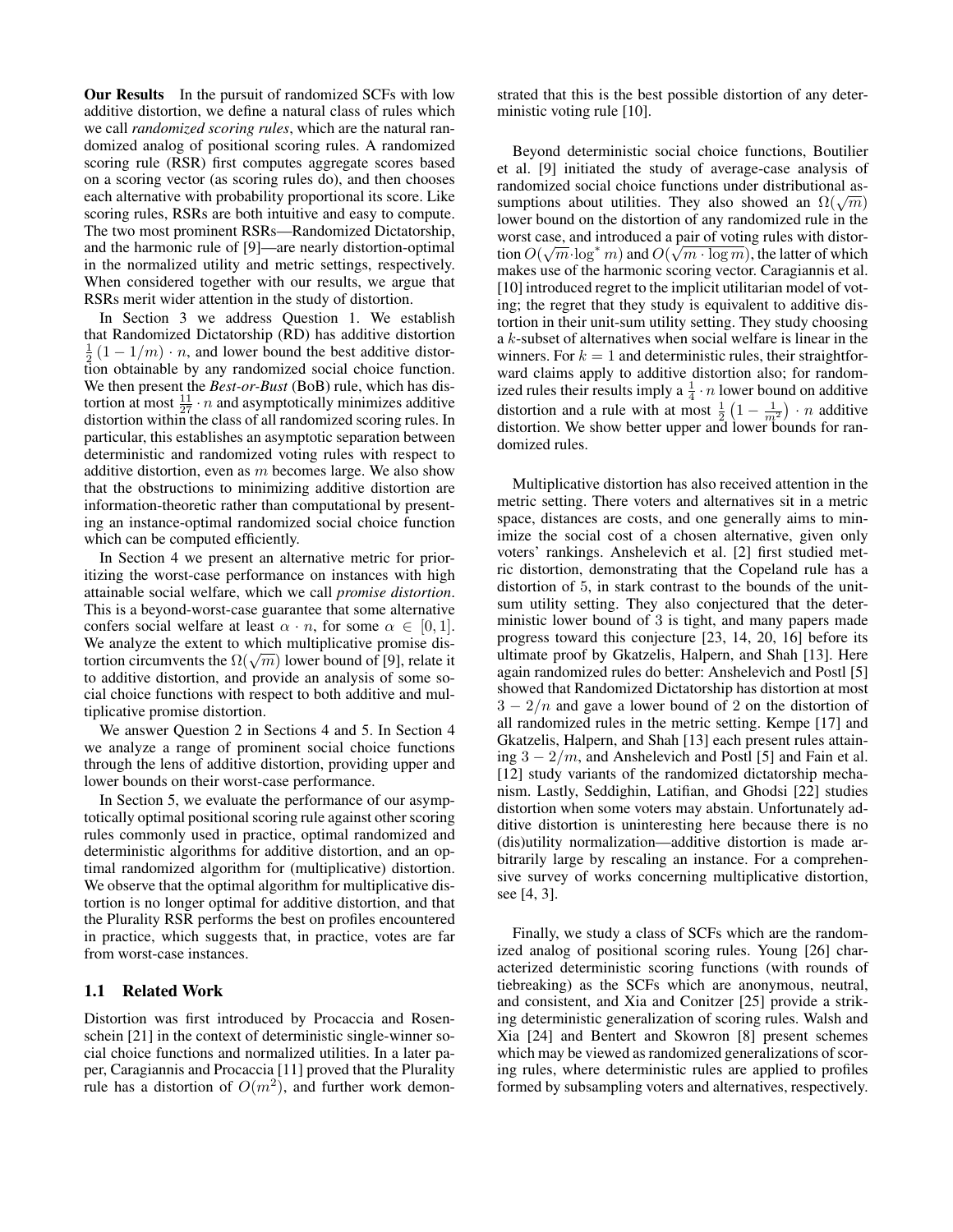**Our Results** In the pursuit of randomized SCFs with low additive distortion, we define a natural class of rules which we call *randomized scoring rules*, which are the natural randomized analog of positional scoring rules. A randomized scoring rule (RSR) first computes aggregate scores based on a scoring vector (as scoring rules do), and then chooses each alternative with probability proportional its score. Like scoring rules, RSRs are both intuitive and easy to compute. The two most prominent RSRs—Randomized Dictatorship, and the harmonic rule of [9]—are nearly distortion-optimal in the normalized utility and metric settings, respectively. When considered together with our results, we argue that RSRs merit wider attention in the study of distortion.

In Section 3 we address Question 1. We establish that Randomized Dictatorship (RD) has additive distortion $\frac{1}{2}(1 - 1/m) \cdot n$, and lower bound the best additive distortion obtainable by any randomized social choice function. We then present the *Best-or-Bust* (BoB) rule, which has distortion at most $\frac{11}{27} \cdot n$ and asymptotically minimizes additive distortion within the class of all randomized scoring rules. In particular, this establishes an asymptotic separation between deterministic and randomized voting rules with respect to additive distortion, even as $m$ becomes large. We also show that the obstructions to minimizing additive distortion are information-theoretic rather than computational by presenting an instance-optimal randomized social choice function which can be computed efficiently.

In Section 4 we present an alternative metric for prioritizing the worst-case performance on instances with high attainable social welfare, which we call *promise distortion*. This is a beyond-worst-case guarantee that some alternative confers social welfare at least $\alpha \cdot n$, for some $\alpha \in [0, 1]$. We analyze the extent to which multiplicative promise distortion circumvents the $\Omega(\sqrt{m})$ lower bound of [9], relate it to additive distortion, and provide an analysis of some social choice functions with respect to both additive and multiplicative promise distortion.

We answer Question 2 in Sections 4 and 5. In Section 4 we analyze a range of prominent social choice functions through the lens of additive distortion, providing upper and lower bounds on their worst-case performance.

In Section 5, we evaluate the performance of our asymptotically optimal positional scoring rule against other scoring rules commonly used in practice, optimal randomized and deterministic algorithms for additive distortion, and an optimal randomized algorithm for (multiplicative) distortion. We observe that the optimal algorithm for multiplicative distortion is no longer optimal for additive distortion, and that the Plurality RSR performs the best on profiles encountered in practice, which suggests that, in practice, votes are far from worst-case instances.

## 1.1 Related Work

Distortion was first introduced by Procaccia and Rosenschein [21] in the context of deterministic single-winner social choice functions and normalized utilities. In a later paper, Caragiannis and Procaccia [11] proved that the Plurality rule has a distortion of $O(m^2)$, and further work demonstrated that this is the best possible distortion of any deterministic voting rule [10].

Beyond deterministic social choice functions, Boutilier et al. [9] initiated the study of average-case analysis of randomized social choice functions under distributional assumptions about utilities. They also showed an $\Omega(\sqrt{m})$ lower bound on the distortion of any randomized rule in the worst case, and introduced a pair of voting rules with distortion $O(\sqrt{m} \cdot \log^* m)$ and $O(\sqrt{m \cdot \log m})$, the latter of which makes use of the harmonic scoring vector. Caragiannis et al. [10] introduced regret to the implicit utilitarian model of voting; the regret that they study is equivalent to additive distortion in their unit-sum utility setting. They study choosing a $k$-subset of alternatives when social welfare is linear in the winners. For $k = 1$ and deterministic rules, their straightforward claims apply to additive distortion also; for randomized rules their results imply a $\frac{1}{4} \cdot n$ lower bound on additive distortion and a rule with at most $\frac{1}{2}\left(1 - \frac{1}{m^2}\right) \cdot n$ additive distortion. We show better upper and lower bounds for randomized rules.

Multiplicative distortion has also received attention in the metric setting. There voters and alternatives sit in a metric space, distances are costs, and one generally aims to minimize the social cost of a chosen alternative, given only voters' rankings. Anshelevich et al. [2] first studied metric distortion, demonstrating that the Copeland rule has a distortion of 5, in stark contrast to the bounds of the unit-sum utility setting. They also conjectured that the deterministic lower bound of 3 is tight, and many papers made progress toward this conjecture [23, 14, 20, 16] before its ultimate proof by Gkatzelis, Halpern, and Shah [13]. Here again randomized rules do better: Anshelevich and Postl [5] showed that Randomized Dictatorship has distortion at most $3 - 2/n$ and gave a lower bound of 2 on the distortion of all randomized rules in the metric setting. Kempe [17] and Gkatzelis, Halpern, and Shah [13] each present rules attaining $3 - 2/m$, and Anshelevich and Postl [5] and Fain et al. [12] study variants of the randomized dictatorship mechanism. Lastly, Seddighin, Latifian, and Ghodsi [22] studies distortion when some voters may abstain. Unfortunately additive distortion is uninteresting here because there is no (dis)utility normalization—additive distortion is made arbitrarily large by rescaling an instance. For a comprehensive survey of works concerning multiplicative distortion, see [4, 3].

Finally, we study a class of SCFs which are the randomized analog of positional scoring rules. Young [26] characterized deterministic scoring functions (with rounds of tiebreaking) as the SCFs which are anonymous, neutral, and consistent, and Xia and Conitzer [25] provide a striking deterministic generalization of scoring rules. Walsh and Xia [24] and Bentert and Skowron [8] present schemes which may be viewed as randomized generalizations of scoring rules, where deterministic rules are applied to profiles formed by subsampling voters and alternatives, respectively.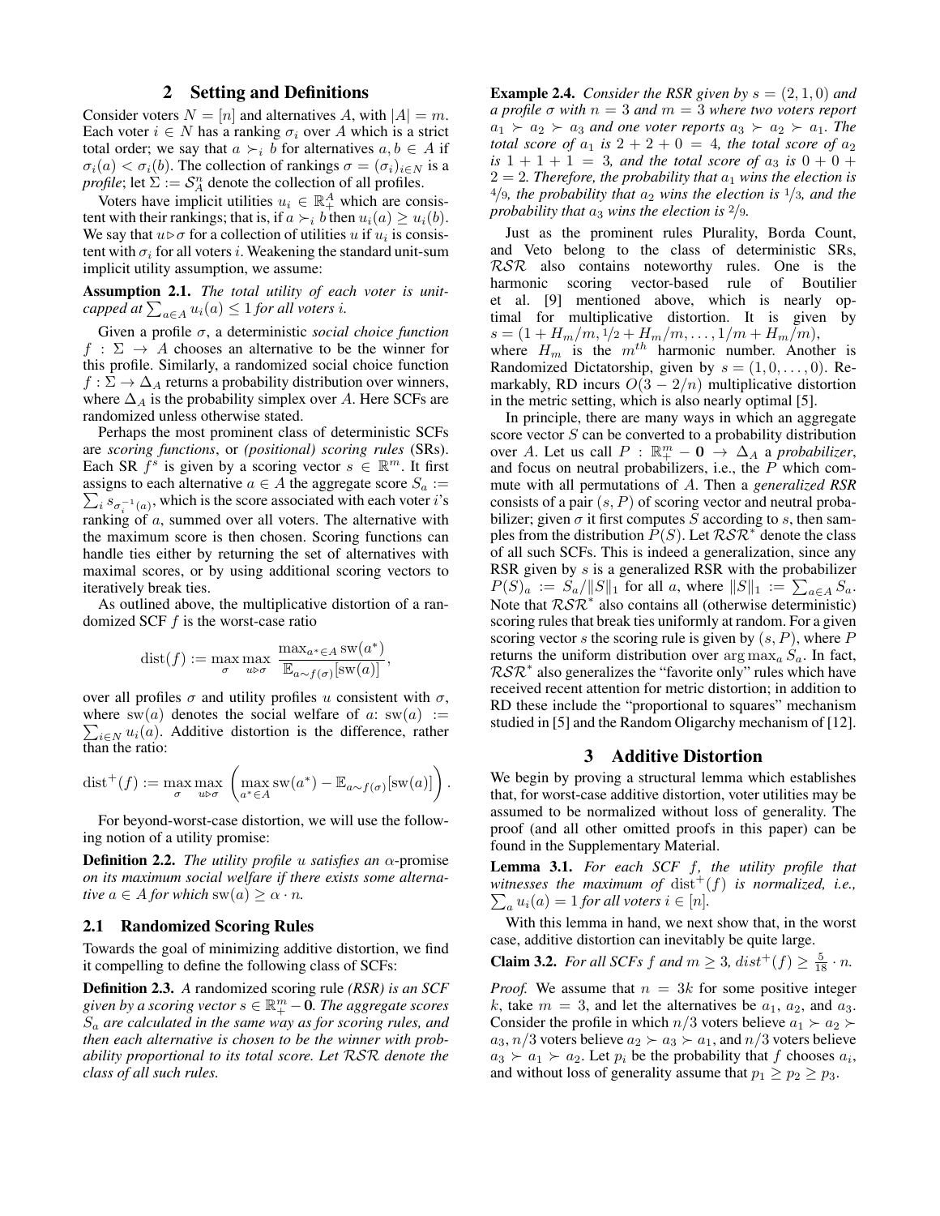## 2 Setting and Definitions

Consider voters $N = [n]$ and alternatives $A$, with $|A| = m$. Each voter $i \in N$ has a ranking $\sigma_i$ over $A$ which is a strict total order; we say that $a \succ_i b$ for alternatives $a, b \in A$ if $\sigma_i(a) < \sigma_i(b)$. The collection of rankings $\sigma = (\sigma_i)_{i \in N}$ is a *profile*; let $\Sigma := \mathcal{S}_A^n$ denote the collection of all profiles.

Voters have implicit utilities $u_i \in \mathbb{R}_+^A$ which are consistent with their rankings; that is, if $a \succ_i b$ then $u_i(a) \geq u_i(b)$. We say that $u \triangleright \sigma$ for a collection of utilities $u$ if $u_i$ is consistent with $\sigma_i$ for all voters $i$. Weakening the standard unit-sum implicit utility assumption, we assume:

**Assumption 2.1.** *The total utility of each voter is unit-capped at $\sum_{a \in A} u_i(a) \leq 1$ for all voters $i$.*

Given a profile $\sigma$, a deterministic *social choice function* $f : \Sigma \to A$ chooses an alternative to be the winner for this profile. Similarly, a randomized social choice function $f : \Sigma \to \Delta_A$ returns a probability distribution over winners, where $\Delta_A$ is the probability simplex over $A$. Here SCFs are randomized unless otherwise stated.

Perhaps the most prominent class of deterministic SCFs are *scoring functions*, or *(positional) scoring rules* (SRs). Each SR $f^s$ is given by a scoring vector $s \in \mathbb{R}^m$. It first assigns to each alternative $a \in A$ the aggregate score $S_a := \sum_i s_{\sigma_i^{-1}(a)}$, which is the score associated with each voter $i$'s ranking of $a$, summed over all voters. The alternative with the maximum score is then chosen. Scoring functions can handle ties either by returning the set of alternatives with maximal scores, or by using additional scoring vectors to iteratively break ties.

As outlined above, the multiplicative distortion of a randomized SCF $f$ is the worst-case ratio

$$\operatorname{dist}(f) := \max_{\sigma} \max_{u \triangleright \sigma} \frac{\max_{a^* \in A} \operatorname{sw}(a^*)}{\mathbb{E}_{a \sim f(\sigma)}[\operatorname{sw}(a)]},$$

over all profiles $\sigma$ and utility profiles $u$ consistent with $\sigma$, where $\operatorname{sw}(a)$ denotes the social welfare of $a$: $\operatorname{sw}(a) := \sum_{i \in N} u_i(a)$. Additive distortion is the difference, rather than the ratio:

$$\operatorname{dist}^+(f) := \max_{\sigma} \max_{u \triangleright \sigma} \left( \max_{a^* \in A} \operatorname{sw}(a^*) - \mathbb{E}_{a \sim f(\sigma)}[\operatorname{sw}(a)] \right).$$

For beyond-worst-case distortion, we will use the following notion of a utility promise:

**Definition 2.2.** *The utility profile $u$ satisfies an $\alpha$-promise on its maximum social welfare if there exists some alternative $a \in A$ for which $\operatorname{sw}(a) \geq \alpha \cdot n$.*

### 2.1 Randomized Scoring Rules

Towards the goal of minimizing additive distortion, we find it compelling to define the following class of SCFs:

**Definition 2.3.** *A* randomized scoring rule *(RSR) is an SCF given by a scoring vector $s \in \mathbb{R}_+^m - \mathbf{0}$. The aggregate scores $S_a$ are calculated in the same way as for scoring rules, and then each alternative is chosen to be the winner with probability proportional to its total score. Let $\mathcal{RSR}$ denote the class of all such rules.*

**Example 2.4.** *Consider the RSR given by $s = (2, 1, 0)$ and a profile $\sigma$ with $n = 3$ and $m = 3$ where two voters report $a_1 \succ a_2 \succ a_3$ and one voter reports $a_3 \succ a_2 \succ a_1$. The total score of $a_1$ is $2 + 2 + 0 = 4$, the total score of $a_2$ is $1 + 1 + 1 = 3$, and the total score of $a_3$ is $0 + 0 + 2 = 2$. Therefore, the probability that $a_1$ wins the election is $4/9$, the probability that $a_2$ wins the election is $1/3$, and the probability that $a_3$ wins the election is $2/9$.*

Just as the prominent rules Plurality, Borda Count, and Veto belong to the class of deterministic SRs, $\mathcal{RSR}$ also contains noteworthy rules. One is the harmonic scoring vector-based rule of Boutilier et al. [9] mentioned above, which is nearly optimal for multiplicative distortion. It is given by $s = (1 + H_m/m, 1/2 + H_m/m, \ldots, 1/m + H_m/m)$, where $H_m$ is the $m^{th}$ harmonic number. Another is Randomized Dictatorship, given by $s = (1, 0, \ldots, 0)$. Remarkably, RD incurs $O(3 - 2/n)$ multiplicative distortion in the metric setting, which is also nearly optimal [5].

In principle, there are many ways in which an aggregate score vector $S$ can be converted to a probability distribution over $A$. Let us call $P : \mathbb{R}_+^m - \mathbf{0} \to \Delta_A$ a *probabilizer*, and focus on neutral probabilizers, i.e., the $P$ which commute with all permutations of $A$. Then a *generalized RSR* consists of a pair $(s, P)$ of scoring vector and neutral probabilizer; given $\sigma$ it first computes $S$ according to $s$, then samples from the distribution $P(S)$. Let $\mathcal{RSR}^*$ denote the class of all such SCFs. This is indeed a generalization, since any RSR given by $s$ is a generalized RSR with the probabilizer $P(S)_a := S_a / \|S\|_1$ for all $a$, where $\|S\|_1 := \sum_{a \in A} S_a$. Note that $\mathcal{RSR}^*$ also contains all (otherwise deterministic) scoring rules that break ties uniformly at random. For a given scoring vector $s$ the scoring rule is given by $(s, P)$, where $P$ returns the uniform distribution over $\arg\max_a S_a$. In fact, $\mathcal{RSR}^*$ also generalizes the "favorite only" rules which have received recent attention for metric distortion; in addition to RD these include the "proportional to squares" mechanism studied in [5] and the Random Oligarchy mechanism of [12].

## 3 Additive Distortion

We begin by proving a structural lemma which establishes that, for worst-case additive distortion, voter utilities may be assumed to be normalized without loss of generality. The proof (and all other omitted proofs in this paper) can be found in the Supplementary Material.

**Lemma 3.1.** *For each SCF $f$, the utility profile that witnesses the maximum of $\operatorname{dist}^+(f)$ is normalized, i.e., $\sum_a u_i(a) = 1$ for all voters $i \in [n]$.*

With this lemma in hand, we next show that, in the worst case, additive distortion can inevitably be quite large.

**Claim 3.2.** *For all SCFs $f$ and $m \geq 3$, $dist^+(f) \geq \frac{5}{18} \cdot n$.*

*Proof.* We assume that $n = 3k$ for some positive integer $k$, take $m = 3$, and let the alternatives be $a_1$, $a_2$, and $a_3$. Consider the profile in which $n/3$ voters believe $a_1 \succ a_2 \succ a_3$, $n/3$ voters believe $a_2 \succ a_3 \succ a_1$, and $n/3$ voters believe $a_3 \succ a_1 \succ a_2$. Let $p_i$ be the probability that $f$ chooses $a_i$, and without loss of generality assume that $p_1 \geq p_2 \geq p_3$.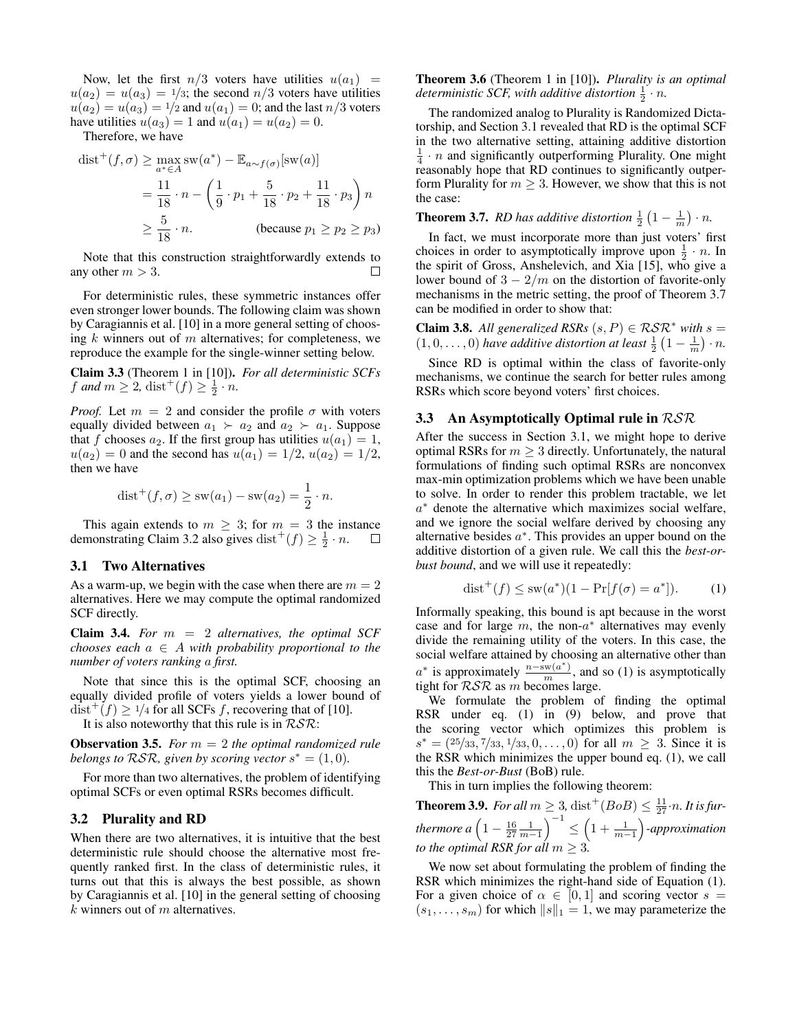Now, let the first $n/3$ voters have utilities $u(a_1) = u(a_2) = u(a_3) = 1/3$; the second $n/3$ voters have utilities $u(a_2) = u(a_3) = 1/2$ and $u(a_1) = 0$; and the last $n/3$ voters have utilities $u(a_3) = 1$ and $u(a_1) = u(a_2) = 0$.

Therefore, we have

$$
\begin{aligned}
\text{dist}^+(f, \sigma) &\geq \max_{a^* \in A} \text{sw}(a^*) - \mathbb{E}_{a \sim f(\sigma)}[\text{sw}(a)] \\
&= \frac{11}{18} \cdot n - \left( \frac{1}{9} \cdot p_1 + \frac{5}{18} \cdot p_2 + \frac{11}{18} \cdot p_3 \right) n \\
&\geq \frac{5}{18} \cdot n. \qquad \text{(because } p_1 \geq p_2 \geq p_3\text{)}
\end{aligned}
$$

Note that this construction straightforwardly extends to any other $m > 3$. □

For deterministic rules, these symmetric instances offer even stronger lower bounds. The following claim was shown by Caragiannis et al. [10] in a more general setting of choosing $k$ winners out of $m$ alternatives; for completeness, we reproduce the example for the single-winner setting below.

**Claim 3.3** (Theorem 1 in [10])**.** *For all deterministic SCFs $f$ and $m \geq 2$, $\text{dist}^+(f) \geq \frac{1}{2} \cdot n$.*

*Proof.* Let $m = 2$ and consider the profile $\sigma$ with voters equally divided between $a_1 \succ a_2$ and $a_2 \succ a_1$. Suppose that $f$ chooses $a_2$. If the first group has utilities $u(a_1) = 1$, $u(a_2) = 0$ and the second has $u(a_1) = 1/2$, $u(a_2) = 1/2$, then we have

$$\text{dist}^+(f, \sigma) \geq \text{sw}(a_1) - \text{sw}(a_2) = \frac{1}{2} \cdot n.$$

This again extends to $m \geq 3$; for $m = 3$ the instance demonstrating Claim 3.2 also gives $\text{dist}^+(f) \geq \frac{1}{2} \cdot n$. □

### 3.1 Two Alternatives

As a warm-up, we begin with the case when there are $m = 2$ alternatives. Here we may compute the optimal randomized SCF directly.

**Claim 3.4.** *For $m = 2$ alternatives, the optimal SCF chooses each $a \in A$ with probability proportional to the number of voters ranking $a$ first.*

Note that since this is the optimal SCF, choosing an equally divided profile of voters yields a lower bound of $\text{dist}^+(f) \geq 1/4$ for all SCFs $f$, recovering that of [10].

It is also noteworthy that this rule is in $\mathcal{RSR}$:

**Observation 3.5.** *For $m = 2$ the optimal randomized rule belongs to $\mathcal{RSR}$, given by scoring vector $s^* = (1, 0)$.*

For more than two alternatives, the problem of identifying optimal SCFs or even optimal RSRs becomes difficult.

### 3.2 Plurality and RD

When there are two alternatives, it is intuitive that the best deterministic rule should choose the alternative most frequently ranked first. In the class of deterministic rules, it turns out that this is always the best possible, as shown by Caragiannis et al. [10] in the general setting of choosing $k$ winners out of $m$ alternatives.

**Theorem 3.6** (Theorem 1 in [10])**.** *Plurality is an optimal deterministic SCF, with additive distortion $\frac{1}{2} \cdot n$.*

The randomized analog to Plurality is Randomized Dictatorship, and Section 3.1 revealed that RD is the optimal SCF in the two alternative setting, attaining additive distortion $\frac{1}{4} \cdot n$ and significantly outperforming Plurality. One might reasonably hope that RD continues to significantly outperform Plurality for $m \geq 3$. However, we show that this is not the case:

**Theorem 3.7.** *RD has additive distortion $\frac{1}{2}\left(1 - \frac{1}{m}\right) \cdot n$.*

In fact, we must incorporate more than just voters' first choices in order to asymptotically improve upon $\frac{1}{2} \cdot n$. In the spirit of Gross, Anshelevich, and Xia [15], who give a lower bound of $3 - 2/m$ on the distortion of favorite-only mechanisms in the metric setting, the proof of Theorem 3.7 can be modified in order to show that:

**Claim 3.8.** *All generalized RSRs $(s, P) \in \mathcal{RSR}^*$ with $s = (1, 0, \ldots, 0)$ have additive distortion at least $\frac{1}{2}\left(1 - \frac{1}{m}\right) \cdot n$.*

Since RD is optimal within the class of favorite-only mechanisms, we continue the search for better rules among RSRs which score beyond voters' first choices.

### 3.3 An Asymptotically Optimal rule in $\mathcal{RSR}$

After the success in Section 3.1, we might hope to derive optimal RSRs for $m \geq 3$ directly. Unfortunately, the natural formulations of finding such optimal RSRs are nonconvex max-min optimization problems which we have been unable to solve. In order to render this problem tractable, we let $a^*$ denote the alternative which maximizes social welfare, and we ignore the social welfare derived by choosing any alternative besides $a^*$. This provides an upper bound on the additive distortion of a given rule. We call this the *best-or-bust bound*, and we will use it repeatedly:

$$\text{dist}^+(f) \leq \text{sw}(a^*)(1 - \Pr[f(\sigma) = a^*]). \tag{1}$$

Informally speaking, this bound is apt because in the worst case and for large $m$, the non-$a^*$ alternatives may evenly divide the remaining utility of the voters. In this case, the social welfare attained by choosing an alternative other than $a^*$ is approximately $\frac{n - \text{sw}(a^*)}{m}$, and so (1) is asymptotically tight for $\mathcal{RSR}$ as $m$ becomes large.

We formulate the problem of finding the optimal RSR under eq. (1) in (9) below, and prove that the scoring vector which optimizes this problem is $s^* = (25/33, 7/33, 1/33, 0, \ldots, 0)$ for all $m \geq 3$. Since it is the RSR which minimizes the upper bound eq. (1), we call this the *Best-or-Bust* (BoB) rule.

This in turn implies the following theorem:

**Theorem 3.9.** *For all $m \geq 3$, $\text{dist}^+(BoB) \leq \frac{11}{27} \cdot n$. It is furthermore a $\left(1 - \frac{16}{27} \frac{1}{m-1}\right)^{-1} \leq \left(1 + \frac{1}{m-1}\right)$-approximation to the optimal RSR for all $m \geq 3$.*

We now set about formulating the problem of finding the RSR which minimizes the right-hand side of Equation (1). For a given choice of $\alpha \in [0, 1]$ and scoring vector $s = (s_1, \ldots, s_m)$ for which $\|s\|_1 = 1$, we may parameterize the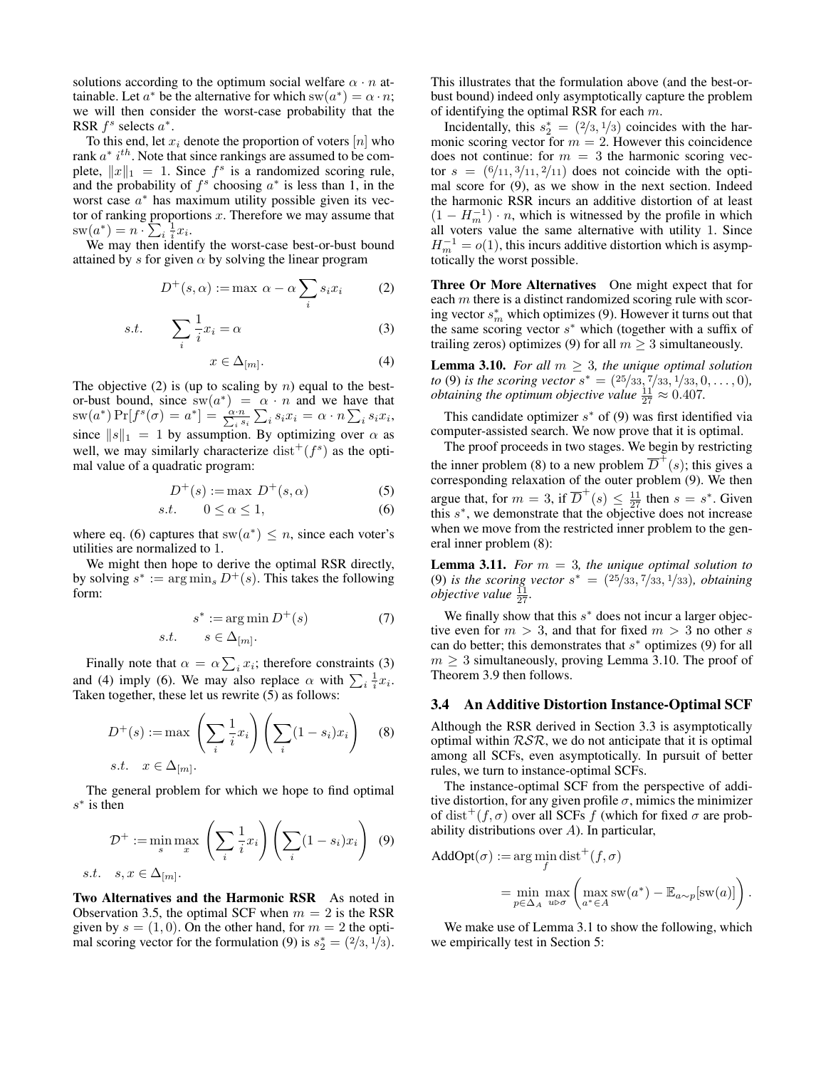solutions according to the optimum social welfare $\alpha \cdot n$ attainable. Let $a^*$ be the alternative for which $\text{sw}(a^*) = \alpha \cdot n$; we will then consider the worst-case probability that the RSR $f^s$ selects $a^*$.

To this end, let $x_i$ denote the proportion of voters $[n]$ who rank $a^*$ $i^{th}$. Note that since rankings are assumed to be complete, $\|x\|_1 = 1$. Since $f^s$ is a randomized scoring rule, and the probability of $f^s$ choosing $a^*$ is less than 1, in the worst case $a^*$ has maximum utility possible given its vector of ranking proportions $x$. Therefore we may assume that $\text{sw}(a^*) = n \cdot \sum_i \frac{1}{i} x_i$.

We may then identify the worst-case best-or-bust bound attained by $s$ for given $\alpha$ by solving the linear program

$$D^+(s, \alpha) := \max\ \alpha - \alpha \sum_i s_i x_i \tag{2}$$

$$s.t. \qquad \sum_i \frac{1}{i} x_i = \alpha \tag{3}$$

$$x \in \Delta_{[m]}. \tag{4}$$

The objective (2) is (up to scaling by $n$) equal to the best-or-bust bound, since $\text{sw}(a^*) = \alpha \cdot n$ and we have that $\text{sw}(a^*) \Pr[f^s(\sigma) = a^*] = \frac{\alpha \cdot n}{\sum_i s_i} \sum_i s_i x_i = \alpha \cdot n \sum_i s_i x_i$, since $\|s\|_1 = 1$ by assumption. By optimizing over $\alpha$ as well, we may similarly characterize $\text{dist}^+(f^s)$ as the optimal value of a quadratic program:

$$D^+(s) := \max\ D^+(s, \alpha) \tag{5}$$

$$s.t. \qquad 0 \le \alpha \le 1, \tag{6}$$

where eq. (6) captures that $\text{sw}(a^*) \le n$, since each voter's utilities are normalized to 1.

We might then hope to derive the optimal RSR directly, by solving $s^* := \arg\min_s D^+(s)$. This takes the following form:

$$s^* := \arg\min D^+(s) \tag{7}$$

$$s.t. \qquad s \in \Delta_{[m]}.$$

Finally note that $\alpha = \alpha \sum_i x_i$; therefore constraints (3) and (4) imply (6). We may also replace $\alpha$ with $\sum_i \frac{1}{i} x_i$. Taken together, these let us rewrite (5) as follows:

$$D^+(s) := \max \left( \sum_i \frac{1}{i} x_i \right) \left( \sum_i (1 - s_i) x_i \right) \tag{8}$$

$$s.t. \quad x \in \Delta_{[m]}.$$

The general problem for which we hope to find optimal $s^*$ is then

$$\mathcal{D}^+ := \min_s \max_x \left( \sum_i \frac{1}{i} x_i \right) \left( \sum_i (1 - s_i) x_i \right) \tag{9}$$

$$s.t. \quad s, x \in \Delta_{[m]}.$$

**Two Alternatives and the Harmonic RSR** As noted in Observation 3.5, the optimal SCF when $m = 2$ is the RSR given by $s = (1, 0)$. On the other hand, for $m = 2$ the optimal scoring vector for the formulation (9) is $s_2^* = (2/3, 1/3)$. This illustrates that the formulation above (and the best-or-bust bound) indeed only asymptotically capture the problem of identifying the optimal RSR for each $m$.

Incidentally, this $s_2^* = (2/3, 1/3)$ coincides with the harmonic scoring vector for $m = 2$. However this coincidence does not continue: for $m = 3$ the harmonic scoring vector $s = (6/11, 3/11, 2/11)$ does not coincide with the optimal score for (9), as we show in the next section. Indeed the harmonic RSR incurs an additive distortion of at least $(1 - H_m^{-1}) \cdot n$, which is witnessed by the profile in which all voters value the same alternative with utility 1. Since $H_m^{-1} = o(1)$, this incurs additive distortion which is asymptotically the worst possible.

**Three Or More Alternatives** One might expect that for each $m$ there is a distinct randomized scoring rule with scoring vector $s_m^*$ which optimizes (9). However it turns out that the same scoring vector $s^*$ which (together with a suffix of trailing zeros) optimizes (9) for all $m \ge 3$ simultaneously.

**Lemma 3.10.** *For all $m \ge 3$, the unique optimal solution to* (9) *is the scoring vector $s^* = (25/33, 7/33, 1/33, 0, \ldots, 0)$, obtaining the optimum objective value $\frac{11}{27} \approx 0.407$.*

This candidate optimizer $s^*$ of (9) was first identified via computer-assisted search. We now prove that it is optimal.

The proof proceeds in two stages. We begin by restricting the inner problem (8) to a new problem $\overline{D}^+(s)$; this gives a corresponding relaxation of the outer problem (9). We then argue that, for $m = 3$, if $\overline{D}^+(s) \le \frac{11}{27}$ then $s = s^*$. Given this $s^*$, we demonstrate that the objective does not increase when we move from the restricted inner problem to the general inner problem (8):

**Lemma 3.11.** *For $m = 3$, the unique optimal solution to* (9) *is the scoring vector $s^* = (25/33, 7/33, 1/33)$, obtaining objective value $\frac{11}{27}$.*

We finally show that this $s^*$ does not incur a larger objective even for $m > 3$, and that for fixed $m > 3$ no other $s$ can do better; this demonstrates that $s^*$ optimizes (9) for all $m \ge 3$ simultaneously, proving Lemma 3.10. The proof of Theorem 3.9 then follows.

### 3.4 An Additive Distortion Instance-Optimal SCF

Although the RSR derived in Section 3.3 is asymptotically optimal within $\mathcal{RSR}$, we do not anticipate that it is optimal among all SCFs, even asymptotically. In pursuit of better rules, we turn to instance-optimal SCFs.

The instance-optimal SCF from the perspective of additive distortion, for any given profile $\sigma$, mimics the minimizer of $\text{dist}^+(f, \sigma)$ over all SCFs $f$ (which for fixed $\sigma$ are probability distributions over $A$). In particular,

$$\text{AddOpt}(\sigma) := \arg\min_f \text{dist}^+(f, \sigma)$$

$$= \min_{p \in \Delta_A} \max_{u \triangleright \sigma} \left( \max_{a^* \in A} \text{sw}(a^*) - \mathbb{E}_{a \sim p}[\text{sw}(a)] \right).$$

We make use of Lemma 3.1 to show the following, which we empirically test in Section 5: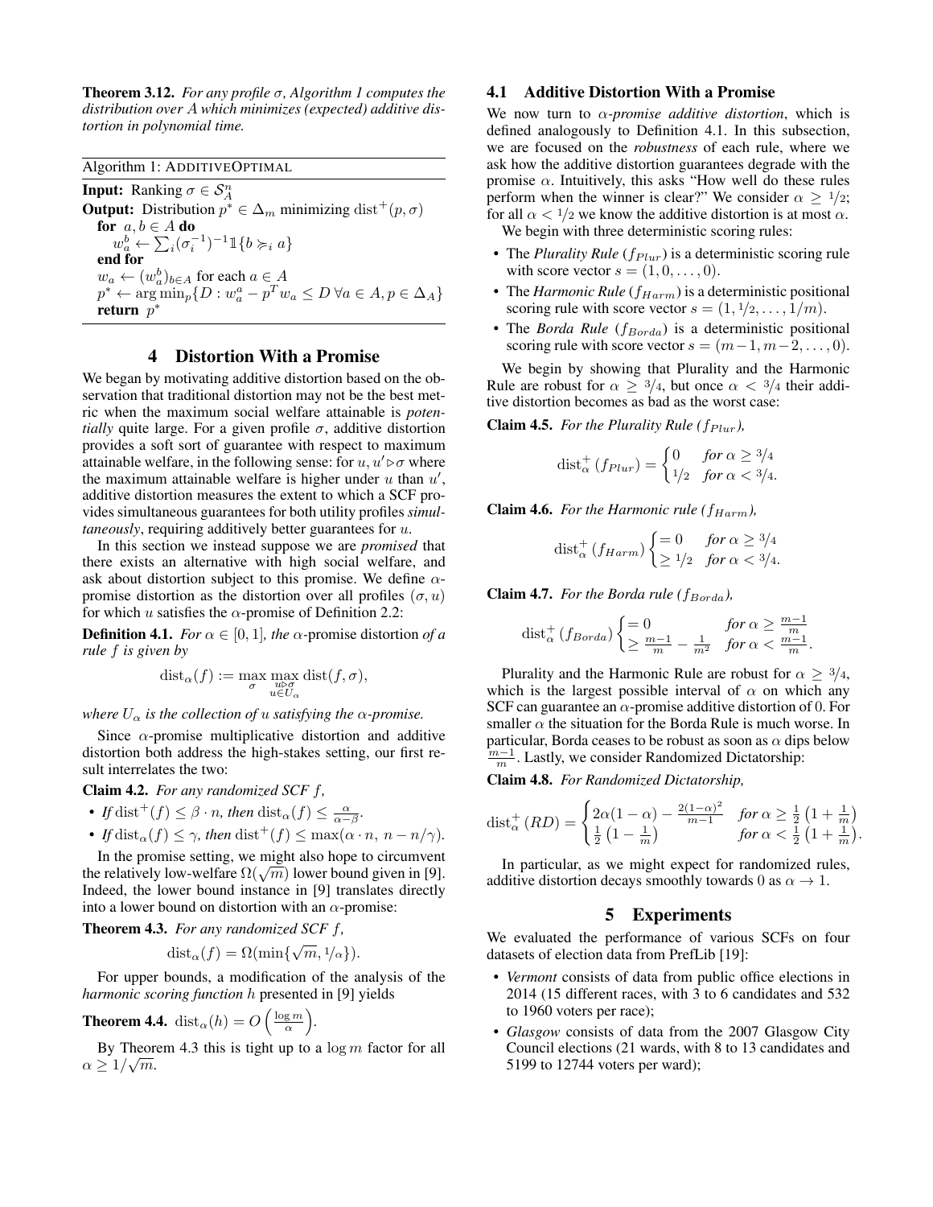**Theorem 3.12.** *For any profile $\sigma$, Algorithm 1 computes the distribution over $A$ which minimizes (expected) additive distortion in polynomial time.*

---

Algorithm 1: ADDITIVEOPTIMAL

---

**Input:** Ranking $\sigma \in \mathcal{S}_A^n$

**Output:** Distribution $p^* \in \Delta_m$ minimizing $\text{dist}^+(p, \sigma)$

**for** $a, b \in A$ **do**

  $w_a^b \leftarrow \sum_i (\sigma_i^{-1})^{-1} \mathbb{1}\{b \succ_i a\}$

**end for**

$w_a \leftarrow (w_a^b)_{b \in A}$ for each $a \in A$

$p^* \leftarrow \arg\min_p \{D : w_a^a - p^T w_a \leq D \; \forall a \in A, p \in \Delta_A\}$

**return** $p^*$

---

# 4 Distortion With a Promise

We began by motivating additive distortion based on the observation that traditional distortion may not be the best metric when the maximum social welfare attainable is *potentially* quite large. For a given profile $\sigma$, additive distortion provides a soft sort of guarantee with respect to maximum attainable welfare, in the following sense: for $u, u' \triangleright \sigma$ where the maximum attainable welfare is higher under $u$ than $u'$, additive distortion measures the extent to which a SCF provides simultaneous guarantees for both utility profiles *simultaneously*, requiring additively better guarantees for $u$.

In this section we instead suppose we are *promised* that there exists an alternative with high social welfare, and ask about distortion subject to this promise. We define $\alpha$-promise distortion as the distortion over all profiles $(\sigma, u)$ for which $u$ satisfies the $\alpha$-promise of Definition 2.2:

**Definition 4.1.** *For $\alpha \in [0, 1]$, the* $\alpha$-promise distortion *of a rule $f$ is given by*

$$\text{dist}_\alpha(f) := \max_\sigma \max_{\substack{u \triangleright \sigma \\ u \in U_\alpha}} \text{dist}(f, \sigma),$$

*where $U_\alpha$ is the collection of $u$ satisfying the $\alpha$-promise.*

Since $\alpha$-promise multiplicative distortion and additive distortion both address the high-stakes setting, our first result interrelates the two:

**Claim 4.2.** *For any randomized SCF $f$,*

- *If $\text{dist}^+(f) \leq \beta \cdot n$, then $\text{dist}_\alpha(f) \leq \frac{\alpha}{\alpha - \beta}$.*
- *If $\text{dist}_\alpha(f) \leq \gamma$, then $\text{dist}^+(f) \leq \max(\alpha \cdot n,\; n - n/\gamma)$.*

In the promise setting, we might also hope to circumvent the relatively low-welfare $\Omega(\sqrt{m})$ lower bound given in [9]. Indeed, the lower bound instance in [9] translates directly into a lower bound on distortion with an $\alpha$-promise:

**Theorem 4.3.** *For any randomized SCF $f$,*

$$\text{dist}_\alpha(f) = \Omega(\min\{\sqrt{m}, 1/\alpha\}).$$

For upper bounds, a modification of the analysis of the *harmonic scoring function* $h$ presented in [9] yields

**Theorem 4.4.** $\text{dist}_\alpha(h) = O\left(\frac{\log m}{\alpha}\right)$.

By Theorem 4.3 this is tight up to a $\log m$ factor for all $\alpha \geq 1/\sqrt{m}$.

## 4.1 Additive Distortion With a Promise

We now turn to $\alpha$-*promise additive distortion*, which is defined analogously to Definition 4.1. In this subsection, we are focused on the *robustness* of each rule, where we ask how the additive distortion guarantees degrade with the promise $\alpha$. Intuitively, this asks "How well do these rules perform when the winner is clear?" We consider $\alpha \geq 1/2$; for all $\alpha < 1/2$ we know the additive distortion is at most $\alpha$.

We begin with three deterministic scoring rules:

- The *Plurality Rule* ($f_{Plur}$) is a deterministic scoring rule with score vector $s = (1, 0, \ldots, 0)$.
- The *Harmonic Rule* ($f_{Harm}$) is a deterministic positional scoring rule with score vector $s = (1, 1/2, \ldots, 1/m)$.
- The *Borda Rule* ($f_{Borda}$) is a deterministic positional scoring rule with score vector $s = (m-1, m-2, \ldots, 0)$.

We begin by showing that Plurality and the Harmonic Rule are robust for $\alpha \geq 3/4$, but once $\alpha < 3/4$ their additive distortion becomes as bad as the worst case:

**Claim 4.5.** *For the Plurality Rule ($f_{Plur}$),*

$$\text{dist}_\alpha^+(f_{Plur}) = \begin{cases} 0 & \text{for } \alpha \geq 3/4 \\ 1/2 & \text{for } \alpha < 3/4. \end{cases}$$

**Claim 4.6.** *For the Harmonic rule ($f_{Harm}$),*

$$\text{dist}_\alpha^+(f_{Harm}) \begin{cases} = 0 & \text{for } \alpha \geq 3/4 \\ \geq 1/2 & \text{for } \alpha < 3/4. \end{cases}$$

**Claim 4.7.** *For the Borda rule ($f_{Borda}$),*

$$\text{dist}_\alpha^+(f_{Borda}) \begin{cases} = 0 & \text{for } \alpha \geq \frac{m-1}{m} \\ \geq \frac{m-1}{m} - \frac{1}{m^2} & \text{for } \alpha < \frac{m-1}{m}. \end{cases}$$

Plurality and the Harmonic Rule are robust for $\alpha \geq 3/4$, which is the largest possible interval of $\alpha$ on which any SCF can guarantee an $\alpha$-promise additive distortion of 0. In smaller $\alpha$ the situation for the Borda Rule is much worse. In particular, Borda ceases to be robust as soon as $\alpha$ dips below $\frac{m-1}{m}$. Lastly, we consider Randomized Dictatorship:

**Claim 4.8.** *For Randomized Dictatorship,*

$$\text{dist}_\alpha^+(RD) = \begin{cases} 2\alpha(1-\alpha) - \frac{2(1-\alpha)^2}{m-1} & \text{for } \alpha \geq \frac{1}{2}\left(1 + \frac{1}{m}\right) \\ \frac{1}{2}\left(1 - \frac{1}{m}\right) & \text{for } \alpha < \frac{1}{2}\left(1 + \frac{1}{m}\right). \end{cases}$$

In particular, as we might expect for randomized rules, additive distortion decays smoothly towards 0 as $\alpha \to 1$.

# 5 Experiments

We evaluated the performance of various SCFs on four datasets of election data from PrefLib [19]:

- *Vermont* consists of data from public office elections in 2014 (15 different races, with 3 to 6 candidates and 532 to 1960 voters per race);
- *Glasgow* consists of data from the 2007 Glasgow City Council elections (21 wards, with 8 to 13 candidates and 5199 to 12744 voters per ward);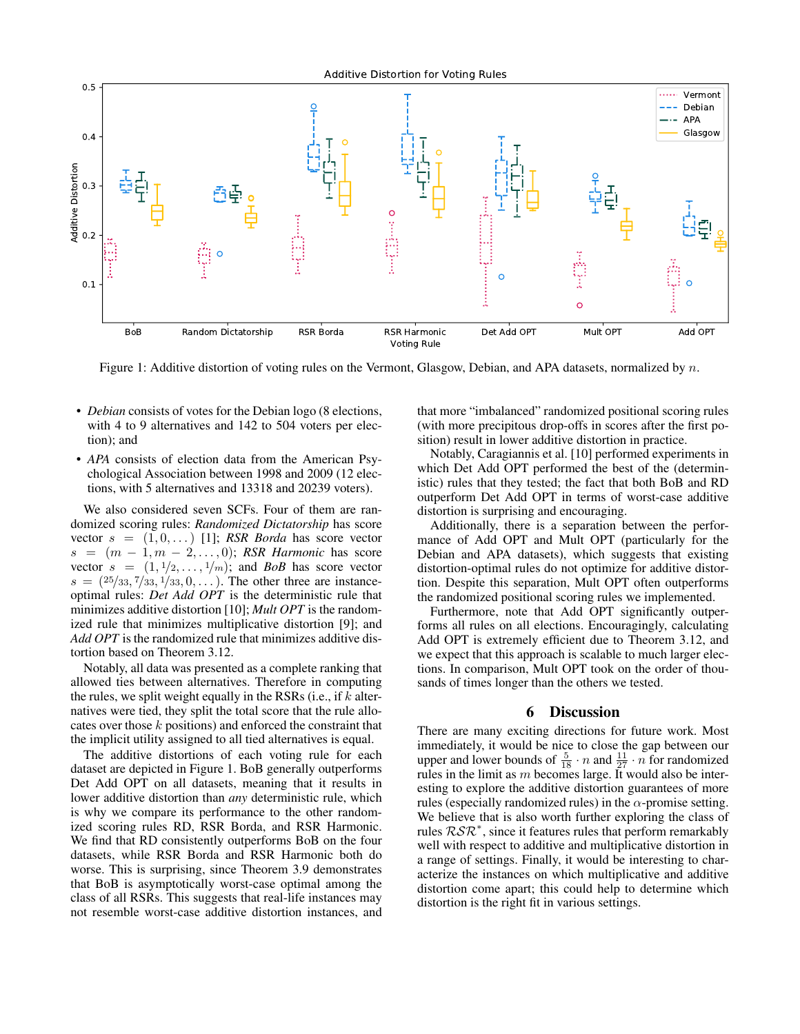Figure 1: Additive distortion of voting rules on the Vermont, Glasgow, Debian, and APA datasets, normalized by $n$.

- *Debian* consists of votes for the Debian logo (8 elections, with 4 to 9 alternatives and 142 to 504 voters per election); and
- *APA* consists of election data from the American Psychological Association between 1998 and 2009 (12 elections, with 5 alternatives and 13318 and 20239 voters).

We also considered seven SCFs. Four of them are randomized scoring rules: *Randomized Dictatorship* has score vector $s = (1, 0, \dots)$ [1]; *RSR Borda* has score vector $s = (m-1, m-2, \dots, 0)$; *RSR Harmonic* has score vector $s = (1, 1/2, \dots, 1/m)$; and *BoB* has score vector $s = (25/33, 7/33, 1/33, 0, \dots)$. The other three are instance-optimal rules: *Det Add OPT* is the deterministic rule that minimizes additive distortion [10]; *Mult OPT* is the randomized rule that minimizes multiplicative distortion [9]; and *Add OPT* is the randomized rule that minimizes additive distortion based on Theorem 3.12.

Notably, all data was presented as a complete ranking that allowed ties between alternatives. Therefore in computing the rules, we split weight equally in the RSRs (i.e., if $k$ alternatives were tied, they split the total score that the rule allocates over those $k$ positions) and enforced the constraint that the implicit utility assigned to all tied alternatives is equal.

The additive distortions of each voting rule for each dataset are depicted in Figure 1. BoB generally outperforms Det Add OPT on all datasets, meaning that it results in lower additive distortion than *any* deterministic rule, which is why we compare its performance to the other randomized scoring rules RD, RSR Borda, and RSR Harmonic. We find that RD consistently outperforms BoB on the four datasets, while RSR Borda and RSR Harmonic both do worse. This is surprising, since Theorem 3.9 demonstrates that BoB is asymptotically worst-case optimal among the class of all RSRs. This suggests that real-life instances may not resemble worst-case additive distortion instances, and that more "imbalanced" randomized positional scoring rules (with more precipitous drop-offs in scores after the first position) result in lower additive distortion in practice.

Notably, Caragiannis et al. [10] performed experiments in which Det Add OPT performed the best of the (deterministic) rules that they tested; the fact that both BoB and RD outperform Det Add OPT in terms of worst-case additive distortion is surprising and encouraging.

Additionally, there is a separation between the performance of Add OPT and Mult OPT (particularly for the Debian and APA datasets), which suggests that existing distortion-optimal rules do not optimize for additive distortion. Despite this separation, Mult OPT often outperforms the randomized positional scoring rules we implemented.

Furthermore, note that Add OPT significantly outperforms all rules on all elections. Encouragingly, calculating Add OPT is extremely efficient due to Theorem 3.12, and we expect that this approach is scalable to much larger elections. In comparison, Mult OPT took on the order of thousands of times longer than the others we tested.

## 6 Discussion

There are many exciting directions for future work. Most immediately, it would be nice to close the gap between our upper and lower bounds of $\frac{5}{18} \cdot n$ and $\frac{11}{27} \cdot n$ for randomized rules in the limit as $m$ becomes large. It would also be interesting to explore the additive distortion guarantees of more rules (especially randomized rules) in the $\alpha$-promise setting. We believe that is also worth further exploring the class of rules $\mathcal{RSR}^*$, since it features rules that perform remarkably well with respect to additive and multiplicative distortion in a range of settings. Finally, it would be interesting to characterize the instances on which multiplicative and additive distortion come apart; this could help to determine which distortion is the right fit in various settings.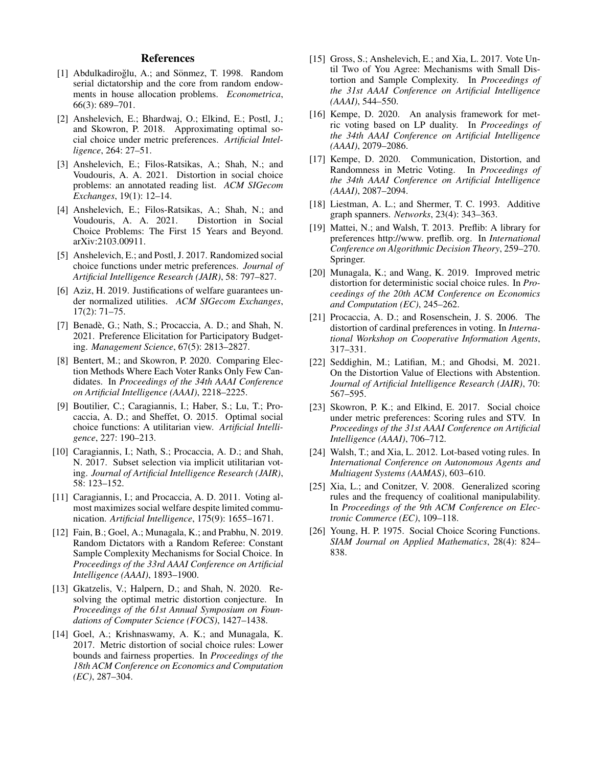## References

[1] Abdulkadiroğlu, A.; and Sönmez, T. 1998. Random serial dictatorship and the core from random endowments in house allocation problems. *Econometrica*, 66(3): 689–701.

[2] Anshelevich, E.; Bhardwaj, O.; Elkind, E.; Postl, J.; and Skowron, P. 2018. Approximating optimal social choice under metric preferences. *Artificial Intelligence*, 264: 27–51.

[3] Anshelevich, E.; Filos-Ratsikas, A.; Shah, N.; and Voudouris, A. A. 2021. Distortion in social choice problems: an annotated reading list. *ACM SIGecom Exchanges*, 19(1): 12–14.

[4] Anshelevich, E.; Filos-Ratsikas, A.; Shah, N.; and Voudouris, A. A. 2021. Distortion in Social Choice Problems: The First 15 Years and Beyond. arXiv:2103.00911.

[5] Anshelevich, E.; and Postl, J. 2017. Randomized social choice functions under metric preferences. *Journal of Artificial Intelligence Research (JAIR)*, 58: 797–827.

[6] Aziz, H. 2019. Justifications of welfare guarantees under normalized utilities. *ACM SIGecom Exchanges*, 17(2): 71–75.

[7] Benadè, G.; Nath, S.; Procaccia, A. D.; and Shah, N. 2021. Preference Elicitation for Participatory Budgeting. *Management Science*, 67(5): 2813–2827.

[8] Bentert, M.; and Skowron, P. 2020. Comparing Election Methods Where Each Voter Ranks Only Few Candidates. In *Proceedings of the 34th AAAI Conference on Artificial Intelligence (AAAI)*, 2218–2225.

[9] Boutilier, C.; Caragiannis, I.; Haber, S.; Lu, T.; Procaccia, A. D.; and Sheffet, O. 2015. Optimal social choice functions: A utilitarian view. *Artificial Intelligence*, 227: 190–213.

[10] Caragiannis, I.; Nath, S.; Procaccia, A. D.; and Shah, N. 2017. Subset selection via implicit utilitarian voting. *Journal of Artificial Intelligence Research (JAIR)*, 58: 123–152.

[11] Caragiannis, I.; and Procaccia, A. D. 2011. Voting almost maximizes social welfare despite limited communication. *Artificial Intelligence*, 175(9): 1655–1671.

[12] Fain, B.; Goel, A.; Munagala, K.; and Prabhu, N. 2019. Random Dictators with a Random Referee: Constant Sample Complexity Mechanisms for Social Choice. In *Proceedings of the 33rd AAAI Conference on Artificial Intelligence (AAAI)*, 1893–1900.

[13] Gkatzelis, V.; Halpern, D.; and Shah, N. 2020. Resolving the optimal metric distortion conjecture. In *Proceedings of the 61st Annual Symposium on Foundations of Computer Science (FOCS)*, 1427–1438.

[14] Goel, A.; Krishnaswamy, A. K.; and Munagala, K. 2017. Metric distortion of social choice rules: Lower bounds and fairness properties. In *Proceedings of the 18th ACM Conference on Economics and Computation (EC)*, 287–304.

[15] Gross, S.; Anshelevich, E.; and Xia, L. 2017. Vote Until Two of You Agree: Mechanisms with Small Distortion and Sample Complexity. In *Proceedings of the 31st AAAI Conference on Artificial Intelligence (AAAI)*, 544–550.

[16] Kempe, D. 2020. An analysis framework for metric voting based on LP duality. In *Proceedings of the 34th AAAI Conference on Artificial Intelligence (AAAI)*, 2079–2086.

[17] Kempe, D. 2020. Communication, Distortion, and Randomness in Metric Voting. In *Proceedings of the 34th AAAI Conference on Artificial Intelligence (AAAI)*, 2087–2094.

[18] Liestman, A. L.; and Shermer, T. C. 1993. Additive graph spanners. *Networks*, 23(4): 343–363.

[19] Mattei, N.; and Walsh, T. 2013. Preflib: A library for preferences http://www. preflib. org. In *International Conference on Algorithmic Decision Theory*, 259–270. Springer.

[20] Munagala, K.; and Wang, K. 2019. Improved metric distortion for deterministic social choice rules. In *Proceedings of the 20th ACM Conference on Economics and Computation (EC)*, 245–262.

[21] Procaccia, A. D.; and Rosenschein, J. S. 2006. The distortion of cardinal preferences in voting. In *International Workshop on Cooperative Information Agents*, 317–331.

[22] Seddighin, M.; Latifian, M.; and Ghodsi, M. 2021. On the Distortion Value of Elections with Abstention. *Journal of Artificial Intelligence Research (JAIR)*, 70: 567–595.

[23] Skowron, P. K.; and Elkind, E. 2017. Social choice under metric preferences: Scoring rules and STV. In *Proceedings of the 31st AAAI Conference on Artificial Intelligence (AAAI)*, 706–712.

[24] Walsh, T.; and Xia, L. 2012. Lot-based voting rules. In *International Conference on Autonomous Agents and Multiagent Systems (AAMAS)*, 603–610.

[25] Xia, L.; and Conitzer, V. 2008. Generalized scoring rules and the frequency of coalitional manipulability. In *Proceedings of the 9th ACM Conference on Electronic Commerce (EC)*, 109–118.

[26] Young, H. P. 1975. Social Choice Scoring Functions. *SIAM Journal on Applied Mathematics*, 28(4): 824–838.